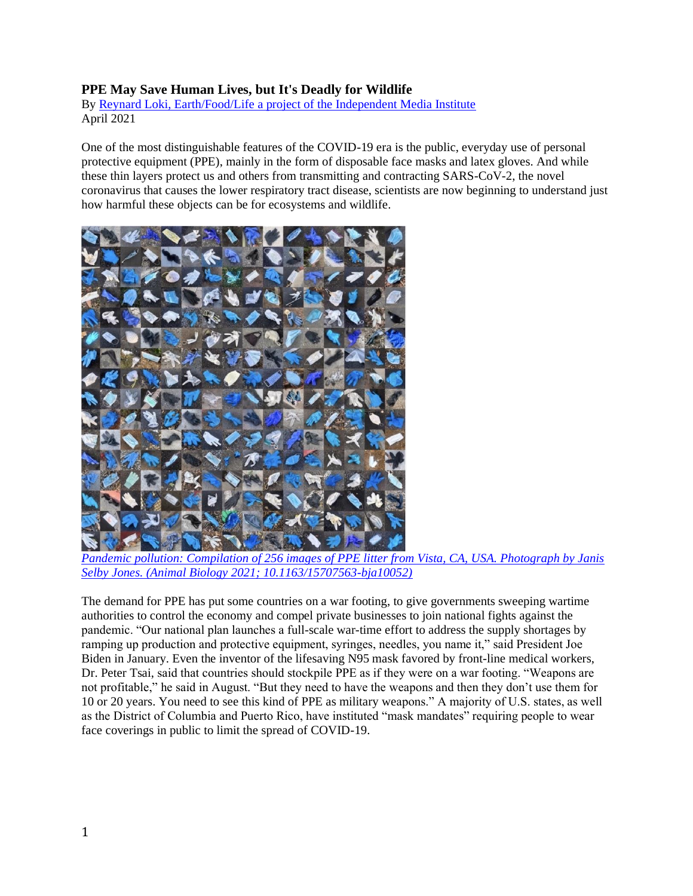**PPE May Save Human Lives, but It's Deadly for Wildlife**
By [Reynard Loki, Earth/Food/Life a project of the Independent Media Institute]
April 2021

One of the most distinguishable features of the COVID-19 era is the public, everyday use of personal protective equipment (PPE), mainly in the form of disposable face masks and latex gloves. And while these thin layers protect us and others from transmitting and contracting SARS-CoV-2, the novel coronavirus that causes the lower respiratory tract disease, scientists are now beginning to understand just how harmful these objects can be for ecosystems and wildlife.

*Pandemic pollution: Compilation of 256 images of PPE litter from Vista, CA, USA. Photograph by Janis Selby Jones. (Animal Biology 2021; 10.1163/15707563-bja10052)*

The demand for PPE has put some countries on a war footing, to give governments sweeping wartime authorities to control the economy and compel private businesses to join national fights against the pandemic. "Our national plan launches a full-scale war-time effort to address the supply shortages by ramping up production and protective equipment, syringes, needles, you name it," said President Joe Biden in January. Even the inventor of the lifesaving N95 mask favored by front-line medical workers, Dr. Peter Tsai, said that countries should stockpile PPE as if they were on a war footing. "Weapons are not profitable," he said in August. "But they need to have the weapons and then they don't use them for 10 or 20 years. You need to see this kind of PPE as military weapons." A majority of U.S. states, as well as the District of Columbia and Puerto Rico, have instituted "mask mandates" requiring people to wear face coverings in public to limit the spread of COVID-19.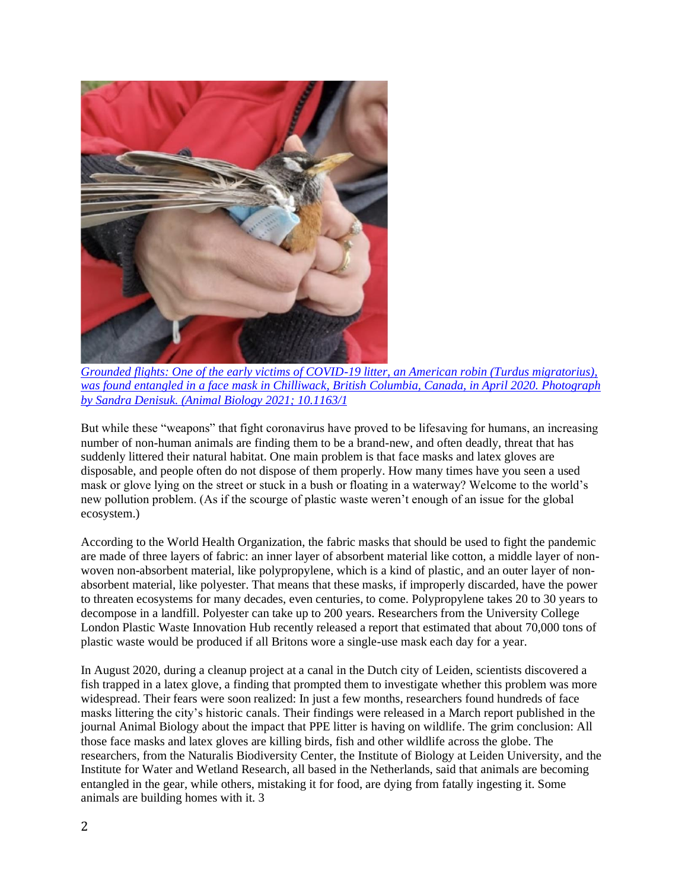[Grounded flights: One of the early victims of COVID-19 litter, an American robin (Turdus migratorius), was found entangled in a face mask in Chilliwack, British Columbia, Canada, in April 2020. Photograph by Sandra Denisuk. (Animal Biology 2021; 10.1163/1](#)

But while these "weapons" that fight coronavirus have proved to be lifesaving for humans, an increasing number of non-human animals are finding them to be a brand-new, and often deadly, threat that has suddenly littered their natural habitat. One main problem is that face masks and latex gloves are disposable, and people often do not dispose of them properly. How many times have you seen a used mask or glove lying on the street or stuck in a bush or floating in a waterway? Welcome to the world's new pollution problem. (As if the scourge of plastic waste weren't enough of an issue for the global ecosystem.)

According to the World Health Organization, the fabric masks that should be used to fight the pandemic are made of three layers of fabric: an inner layer of absorbent material like cotton, a middle layer of non-woven non-absorbent material, like polypropylene, which is a kind of plastic, and an outer layer of non-absorbent material, like polyester. That means that these masks, if improperly discarded, have the power to threaten ecosystems for many decades, even centuries, to come. Polypropylene takes 20 to 30 years to decompose in a landfill. Polyester can take up to 200 years. Researchers from the University College London Plastic Waste Innovation Hub recently released a report that estimated that about 70,000 tons of plastic waste would be produced if all Britons wore a single-use mask each day for a year.

In August 2020, during a cleanup project at a canal in the Dutch city of Leiden, scientists discovered a fish trapped in a latex glove, a finding that prompted them to investigate whether this problem was more widespread. Their fears were soon realized: In just a few months, researchers found hundreds of face masks littering the city's historic canals. Their findings were released in a March report published in the journal Animal Biology about the impact that PPE litter is having on wildlife. The grim conclusion: All those face masks and latex gloves are killing birds, fish and other wildlife across the globe. The researchers, from the Naturalis Biodiversity Center, the Institute of Biology at Leiden University, and the Institute for Water and Wetland Research, all based in the Netherlands, said that animals are becoming entangled in the gear, while others, mistaking it for food, are dying from fatally ingesting it. Some animals are building homes with it. 3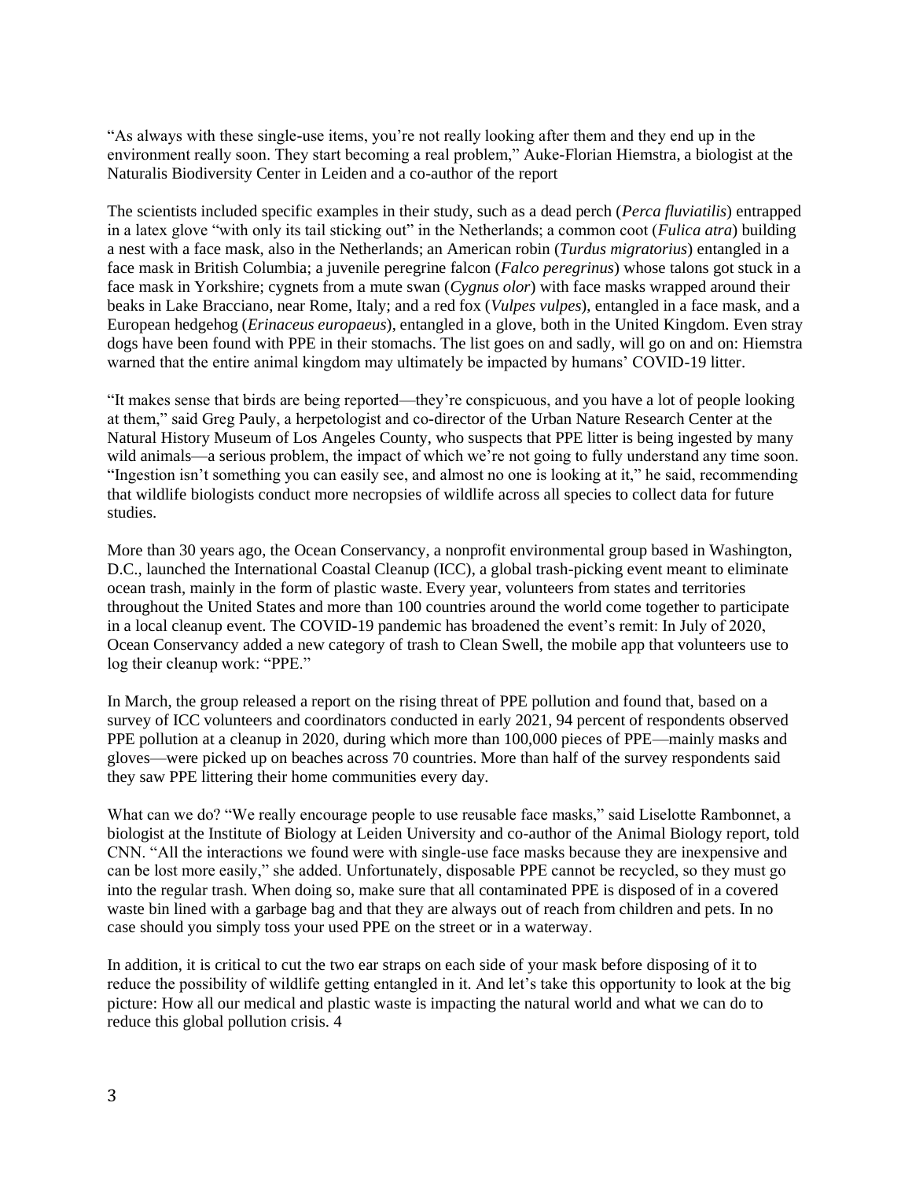"As always with these single-use items, you're not really looking after them and they end up in the environment really soon. They start becoming a real problem," Auke-Florian Hiemstra, a biologist at the Naturalis Biodiversity Center in Leiden and a co-author of the report

The scientists included specific examples in their study, such as a dead perch (*Perca fluviatilis*) entrapped in a latex glove "with only its tail sticking out" in the Netherlands; a common coot (*Fulica atra*) building a nest with a face mask, also in the Netherlands; an American robin (*Turdus migratorius*) entangled in a face mask in British Columbia; a juvenile peregrine falcon (*Falco peregrinus*) whose talons got stuck in a face mask in Yorkshire; cygnets from a mute swan (*Cygnus olor*) with face masks wrapped around their beaks in Lake Bracciano, near Rome, Italy; and a red fox (*Vulpes vulpes*), entangled in a face mask, and a European hedgehog (*Erinaceus europaeus*), entangled in a glove, both in the United Kingdom. Even stray dogs have been found with PPE in their stomachs. The list goes on and sadly, will go on and on: Hiemstra warned that the entire animal kingdom may ultimately be impacted by humans' COVID-19 litter.

"It makes sense that birds are being reported—they're conspicuous, and you have a lot of people looking at them," said Greg Pauly, a herpetologist and co-director of the Urban Nature Research Center at the Natural History Museum of Los Angeles County, who suspects that PPE litter is being ingested by many wild animals—a serious problem, the impact of which we're not going to fully understand any time soon. "Ingestion isn't something you can easily see, and almost no one is looking at it," he said, recommending that wildlife biologists conduct more necropsies of wildlife across all species to collect data for future studies.

More than 30 years ago, the Ocean Conservancy, a nonprofit environmental group based in Washington, D.C., launched the International Coastal Cleanup (ICC), a global trash-picking event meant to eliminate ocean trash, mainly in the form of plastic waste. Every year, volunteers from states and territories throughout the United States and more than 100 countries around the world come together to participate in a local cleanup event. The COVID-19 pandemic has broadened the event's remit: In July of 2020, Ocean Conservancy added a new category of trash to Clean Swell, the mobile app that volunteers use to log their cleanup work: "PPE."

In March, the group released a report on the rising threat of PPE pollution and found that, based on a survey of ICC volunteers and coordinators conducted in early 2021, 94 percent of respondents observed PPE pollution at a cleanup in 2020, during which more than 100,000 pieces of PPE—mainly masks and gloves—were picked up on beaches across 70 countries. More than half of the survey respondents said they saw PPE littering their home communities every day.

What can we do? "We really encourage people to use reusable face masks," said Liselotte Rambonnet, a biologist at the Institute of Biology at Leiden University and co-author of the Animal Biology report, told CNN. "All the interactions we found were with single-use face masks because they are inexpensive and can be lost more easily," she added. Unfortunately, disposable PPE cannot be recycled, so they must go into the regular trash. When doing so, make sure that all contaminated PPE is disposed of in a covered waste bin lined with a garbage bag and that they are always out of reach from children and pets. In no case should you simply toss your used PPE on the street or in a waterway.

In addition, it is critical to cut the two ear straps on each side of your mask before disposing of it to reduce the possibility of wildlife getting entangled in it. And let's take this opportunity to look at the big picture: How all our medical and plastic waste is impacting the natural world and what we can do to reduce this global pollution crisis. 4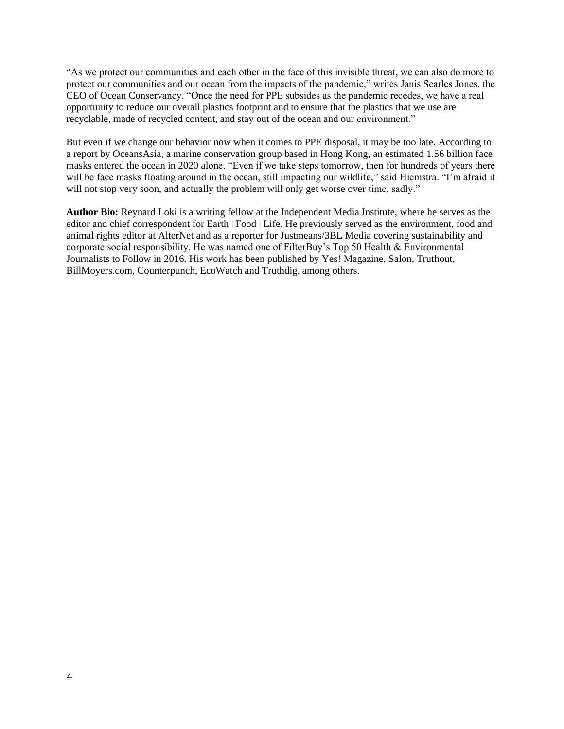"As we protect our communities and each other in the face of this invisible threat, we can also do more to protect our communities and our ocean from the impacts of the pandemic," writes Janis Searles Jones, the CEO of Ocean Conservancy. "Once the need for PPE subsides as the pandemic recedes, we have a real opportunity to reduce our overall plastics footprint and to ensure that the plastics that we use are recyclable, made of recycled content, and stay out of the ocean and our environment."

But even if we change our behavior now when it comes to PPE disposal, it may be too late. According to a report by OceansAsia, a marine conservation group based in Hong Kong, an estimated 1.56 billion face masks entered the ocean in 2020 alone. "Even if we take steps tomorrow, then for hundreds of years there will be face masks floating around in the ocean, still impacting our wildlife," said Hiemstra. "I'm afraid it will not stop very soon, and actually the problem will only get worse over time, sadly."

**Author Bio:** Reynard Loki is a writing fellow at the Independent Media Institute, where he serves as the editor and chief correspondent for Earth | Food | Life. He previously served as the environment, food and animal rights editor at AlterNet and as a reporter for Justmeans/3BL Media covering sustainability and corporate social responsibility. He was named one of FilterBuy's Top 50 Health & Environmental Journalists to Follow in 2016. His work has been published by Yes! Magazine, Salon, Truthout, BillMoyers.com, Counterpunch, EcoWatch and Truthdig, among others.